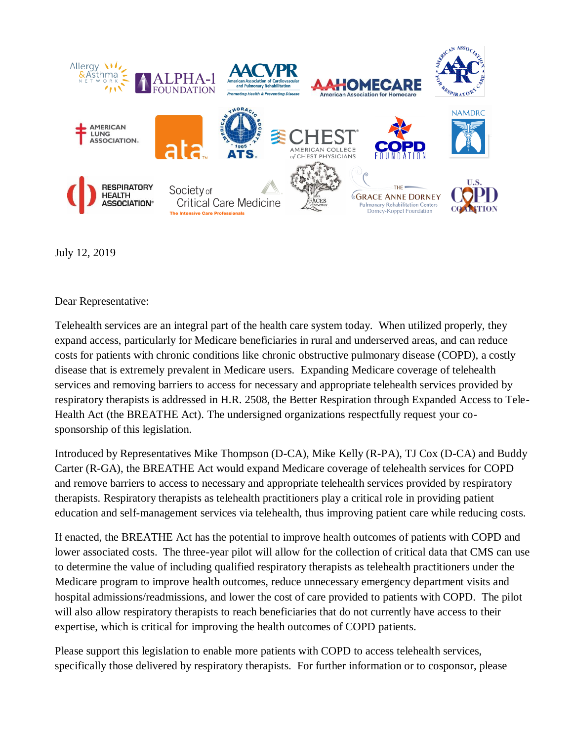July 12, 2019

Dear Representative:

Telehealth services are an integral part of the health care system today. When utilized properly, they expand access, particularly for Medicare beneficiaries in rural and underserved areas, and can reduce costs for patients with chronic conditions like chronic obstructive pulmonary disease (COPD), a costly disease that is extremely prevalent in Medicare users. Expanding Medicare coverage of telehealth services and removing barriers to access for necessary and appropriate telehealth services provided by respiratory therapists is addressed in H.R. 2508, the Better Respiration through Expanded Access to Tele-Health Act (the BREATHE Act). The undersigned organizations respectfully request your co-sponsorship of this legislation.

Introduced by Representatives Mike Thompson (D-CA), Mike Kelly (R-PA), TJ Cox (D-CA) and Buddy Carter (R-GA), the BREATHE Act would expand Medicare coverage of telehealth services for COPD and remove barriers to access to necessary and appropriate telehealth services provided by respiratory therapists. Respiratory therapists as telehealth practitioners play a critical role in providing patient education and self-management services via telehealth, thus improving patient care while reducing costs.

If enacted, the BREATHE Act has the potential to improve health outcomes of patients with COPD and lower associated costs. The three-year pilot will allow for the collection of critical data that CMS can use to determine the value of including qualified respiratory therapists as telehealth practitioners under the Medicare program to improve health outcomes, reduce unnecessary emergency department visits and hospital admissions/readmissions, and lower the cost of care provided to patients with COPD. The pilot will also allow respiratory therapists to reach beneficiaries that do not currently have access to their expertise, which is critical for improving the health outcomes of COPD patients.

Please support this legislation to enable more patients with COPD to access telehealth services, specifically those delivered by respiratory therapists. For further information or to cosponsor, please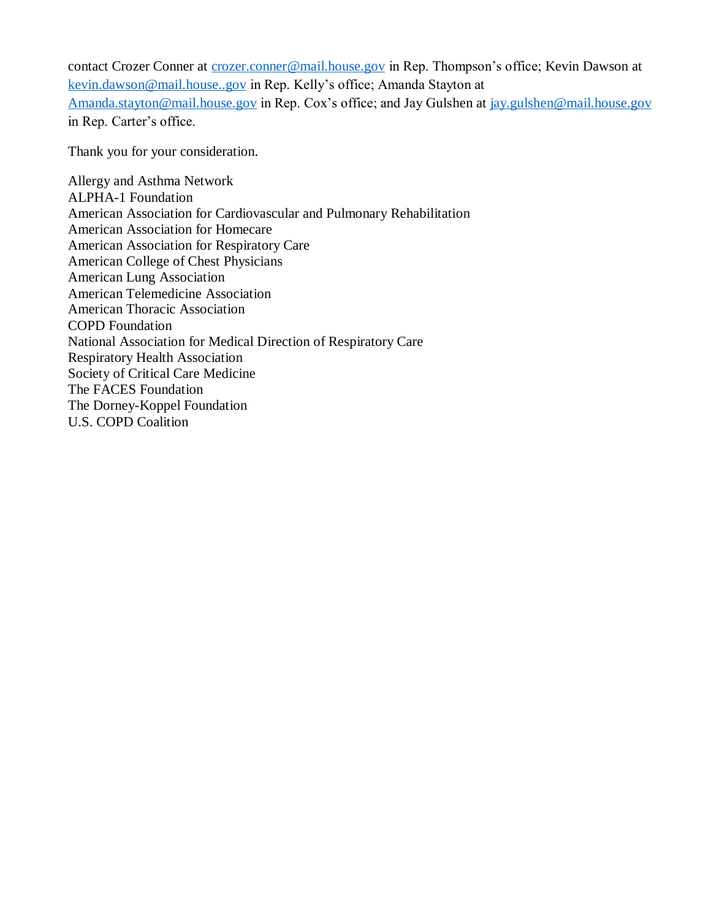contact Crozer Conner at crozer.conner@mail.house.gov in Rep. Thompson's office; Kevin Dawson at kevin.dawson@mail.house..gov in Rep. Kelly's office; Amanda Stayton at Amanda.stayton@mail.house.gov in Rep. Cox's office; and Jay Gulshen at jay.gulshen@mail.house.gov in Rep. Carter's office.

Thank you for your consideration.

Allergy and Asthma Network
ALPHA-1 Foundation
American Association for Cardiovascular and Pulmonary Rehabilitation
American Association for Homecare
American Association for Respiratory Care
American College of Chest Physicians
American Lung Association
American Telemedicine Association
American Thoracic Association
COPD Foundation
National Association for Medical Direction of Respiratory Care
Respiratory Health Association
Society of Critical Care Medicine
The FACES Foundation
The Dorney-Koppel Foundation
U.S. COPD Coalition